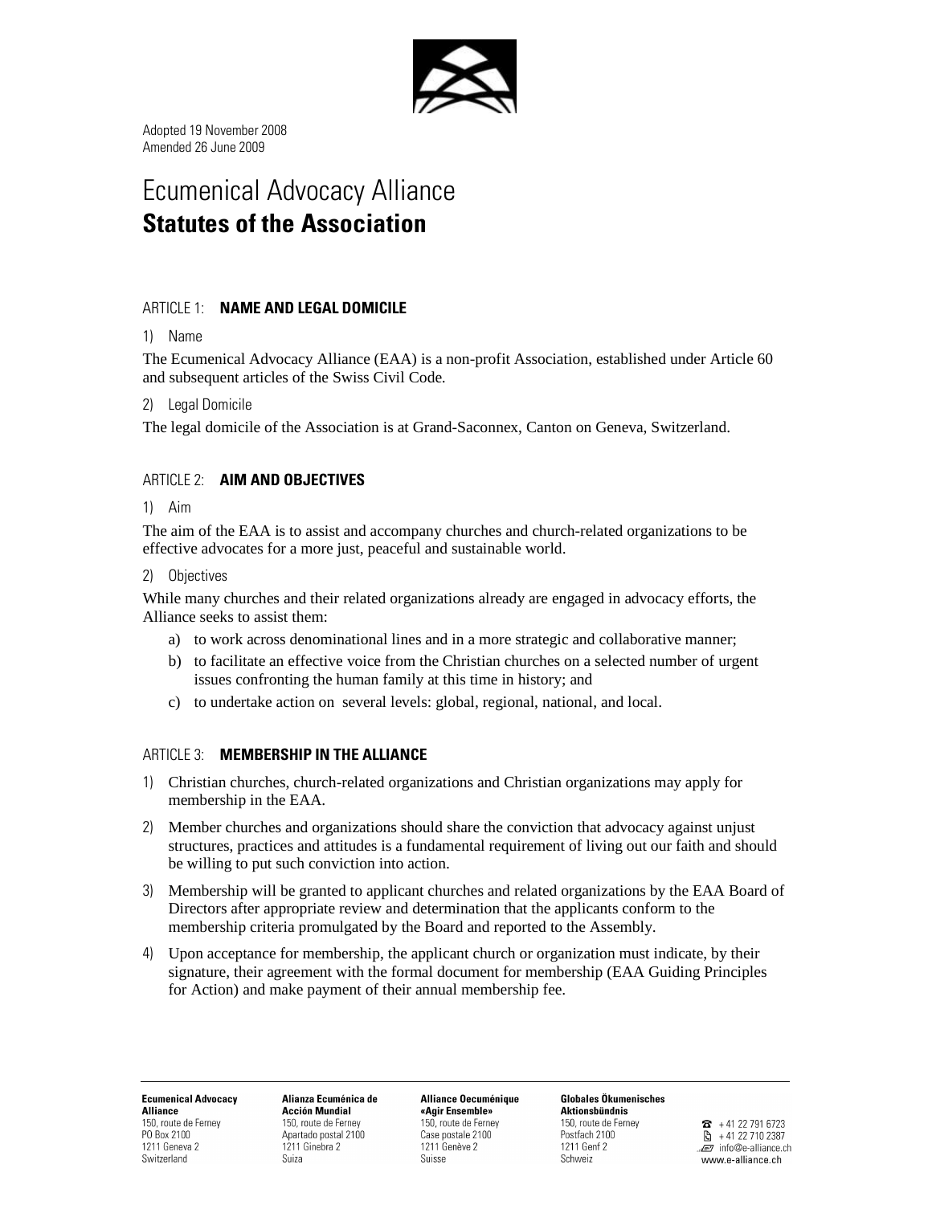Adopted 19 November 2008
Amended 26 June 2009

# Ecumenical Advocacy Alliance
# **Statutes of the Association**

## ARTICLE 1: **NAME AND LEGAL DOMICILE**

1) Name

The Ecumenical Advocacy Alliance (EAA) is a non-profit Association, established under Article 60 and subsequent articles of the Swiss Civil Code.

2) Legal Domicile

The legal domicile of the Association is at Grand-Saconnex, Canton on Geneva, Switzerland.

## ARTICLE 2: **AIM AND OBJECTIVES**

1) Aim

The aim of the EAA is to assist and accompany churches and church-related organizations to be effective advocates for a more just, peaceful and sustainable world.

2) Objectives

While many churches and their related organizations already are engaged in advocacy efforts, the Alliance seeks to assist them:

a) to work across denominational lines and in a more strategic and collaborative manner;
b) to facilitate an effective voice from the Christian churches on a selected number of urgent issues confronting the human family at this time in history; and
c) to undertake action on several levels: global, regional, national, and local.

## ARTICLE 3: **MEMBERSHIP IN THE ALLIANCE**

1) Christian churches, church-related organizations and Christian organizations may apply for membership in the EAA.
2) Member churches and organizations should share the conviction that advocacy against unjust structures, practices and attitudes is a fundamental requirement of living out our faith and should be willing to put such conviction into action.
3) Membership will be granted to applicant churches and related organizations by the EAA Board of Directors after appropriate review and determination that the applicants conform to the membership criteria promulgated by the Board and reported to the Assembly.
4) Upon acceptance for membership, the applicant church or organization must indicate, by their signature, their agreement with the formal document for membership (EAA Guiding Principles for Action) and make payment of their annual membership fee.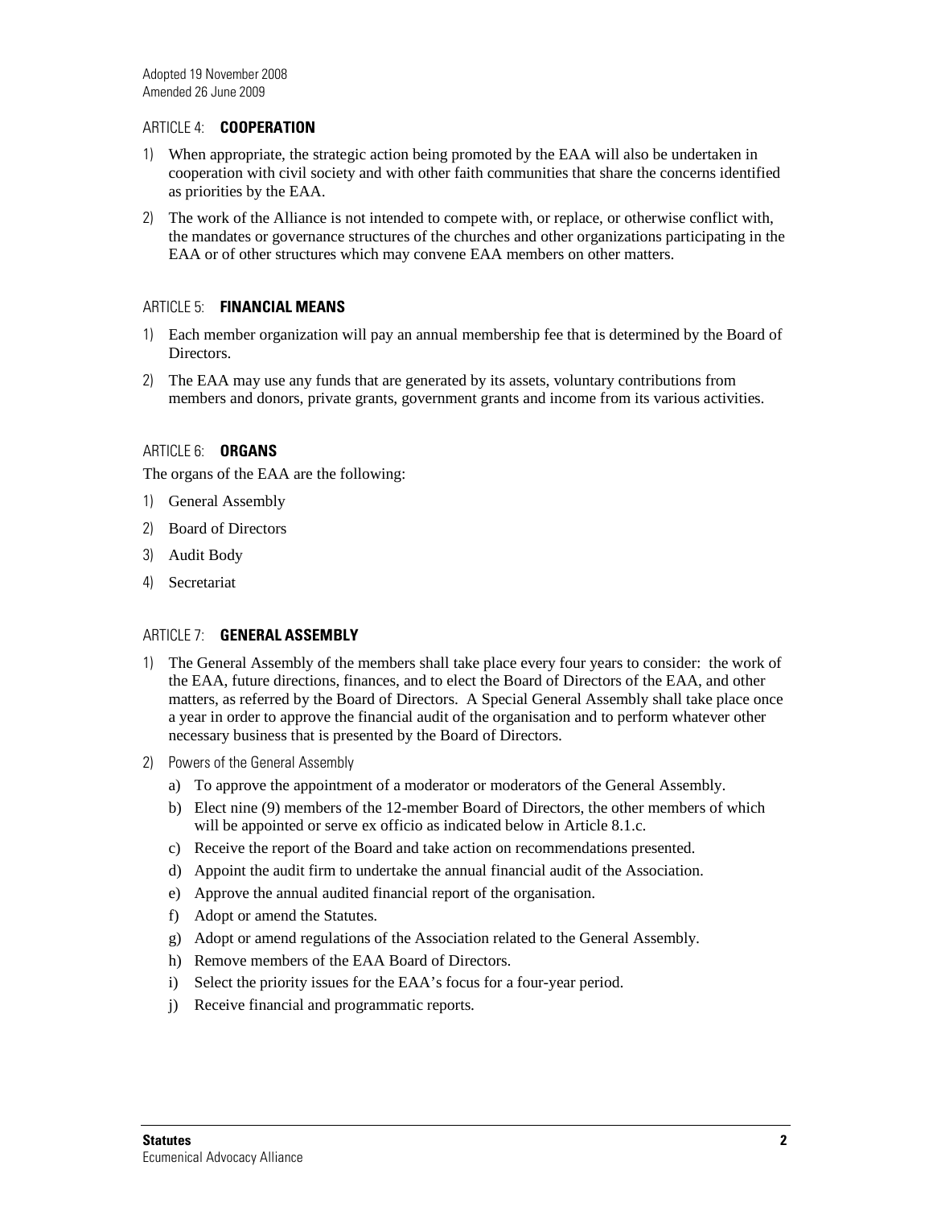Adopted 19 November 2008
Amended 26 June 2009

## ARTICLE 4: **COOPERATION**

1) When appropriate, the strategic action being promoted by the EAA will also be undertaken in cooperation with civil society and with other faith communities that share the concerns identified as priorities by the EAA.

2) The work of the Alliance is not intended to compete with, or replace, or otherwise conflict with, the mandates or governance structures of the churches and other organizations participating in the EAA or of other structures which may convene EAA members on other matters.

## ARTICLE 5: **FINANCIAL MEANS**

1) Each member organization will pay an annual membership fee that is determined by the Board of Directors.

2) The EAA may use any funds that are generated by its assets, voluntary contributions from members and donors, private grants, government grants and income from its various activities.

## ARTICLE 6: **ORGANS**

The organs of the EAA are the following:

1) General Assembly

2) Board of Directors

3) Audit Body

4) Secretariat

## ARTICLE 7: **GENERAL ASSEMBLY**

1) The General Assembly of the members shall take place every four years to consider: the work of the EAA, future directions, finances, and to elect the Board of Directors of the EAA, and other matters, as referred by the Board of Directors. A Special General Assembly shall take place once a year in order to approve the financial audit of the organisation and to perform whatever other necessary business that is presented by the Board of Directors.

2) Powers of the General Assembly

   a) To approve the appointment of a moderator or moderators of the General Assembly.
   b) Elect nine (9) members of the 12-member Board of Directors, the other members of which will be appointed or serve ex officio as indicated below in Article 8.1.c.
   c) Receive the report of the Board and take action on recommendations presented.
   d) Appoint the audit firm to undertake the annual financial audit of the Association.
   e) Approve the annual audited financial report of the organisation.
   f) Adopt or amend the Statutes.
   g) Adopt or amend regulations of the Association related to the General Assembly.
   h) Remove members of the EAA Board of Directors.
   i) Select the priority issues for the EAA's focus for a four-year period.
   j) Receive financial and programmatic reports.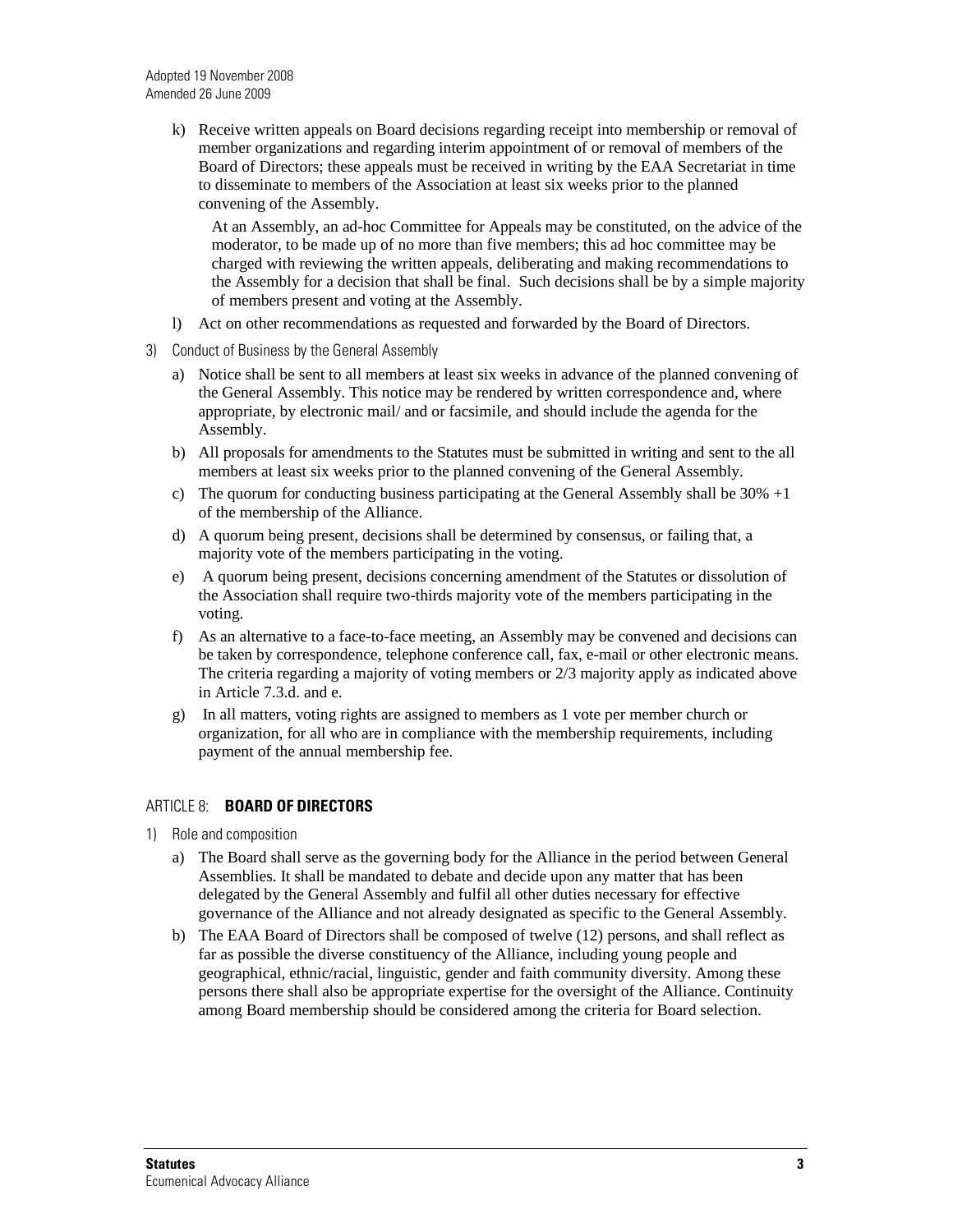k) Receive written appeals on Board decisions regarding receipt into membership or removal of member organizations and regarding interim appointment of or removal of members of the Board of Directors; these appeals must be received in writing by the EAA Secretariat in time to disseminate to members of the Association at least six weeks prior to the planned convening of the Assembly.

   At an Assembly, an ad-hoc Committee for Appeals may be constituted, on the advice of the moderator, to be made up of no more than five members; this ad hoc committee may be charged with reviewing the written appeals, deliberating and making recommendations to the Assembly for a decision that shall be final. Such decisions shall be by a simple majority of members present and voting at the Assembly.

l) Act on other recommendations as requested and forwarded by the Board of Directors.

3) Conduct of Business by the General Assembly

   a) Notice shall be sent to all members at least six weeks in advance of the planned convening of the General Assembly. This notice may be rendered by written correspondence and, where appropriate, by electronic mail/ and or facsimile, and should include the agenda for the Assembly.

   b) All proposals for amendments to the Statutes must be submitted in writing and sent to the all members at least six weeks prior to the planned convening of the General Assembly.

   c) The quorum for conducting business participating at the General Assembly shall be 30% +1 of the membership of the Alliance.

   d) A quorum being present, decisions shall be determined by consensus, or failing that, a majority vote of the members participating in the voting.

   e) A quorum being present, decisions concerning amendment of the Statutes or dissolution of the Association shall require two-thirds majority vote of the members participating in the voting.

   f) As an alternative to a face-to-face meeting, an Assembly may be convened and decisions can be taken by correspondence, telephone conference call, fax, e-mail or other electronic means. The criteria regarding a majority of voting members or 2/3 majority apply as indicated above in Article 7.3.d. and e.

   g) In all matters, voting rights are assigned to members as 1 vote per member church or organization, for all who are in compliance with the membership requirements, including payment of the annual membership fee.

## ARTICLE 8: **BOARD OF DIRECTORS**

1) Role and composition

   a) The Board shall serve as the governing body for the Alliance in the period between General Assemblies. It shall be mandated to debate and decide upon any matter that has been delegated by the General Assembly and fulfil all other duties necessary for effective governance of the Alliance and not already designated as specific to the General Assembly.

   b) The EAA Board of Directors shall be composed of twelve (12) persons, and shall reflect as far as possible the diverse constituency of the Alliance, including young people and geographical, ethnic/racial, linguistic, gender and faith community diversity. Among these persons there shall also be appropriate expertise for the oversight of the Alliance. Continuity among Board membership should be considered among the criteria for Board selection.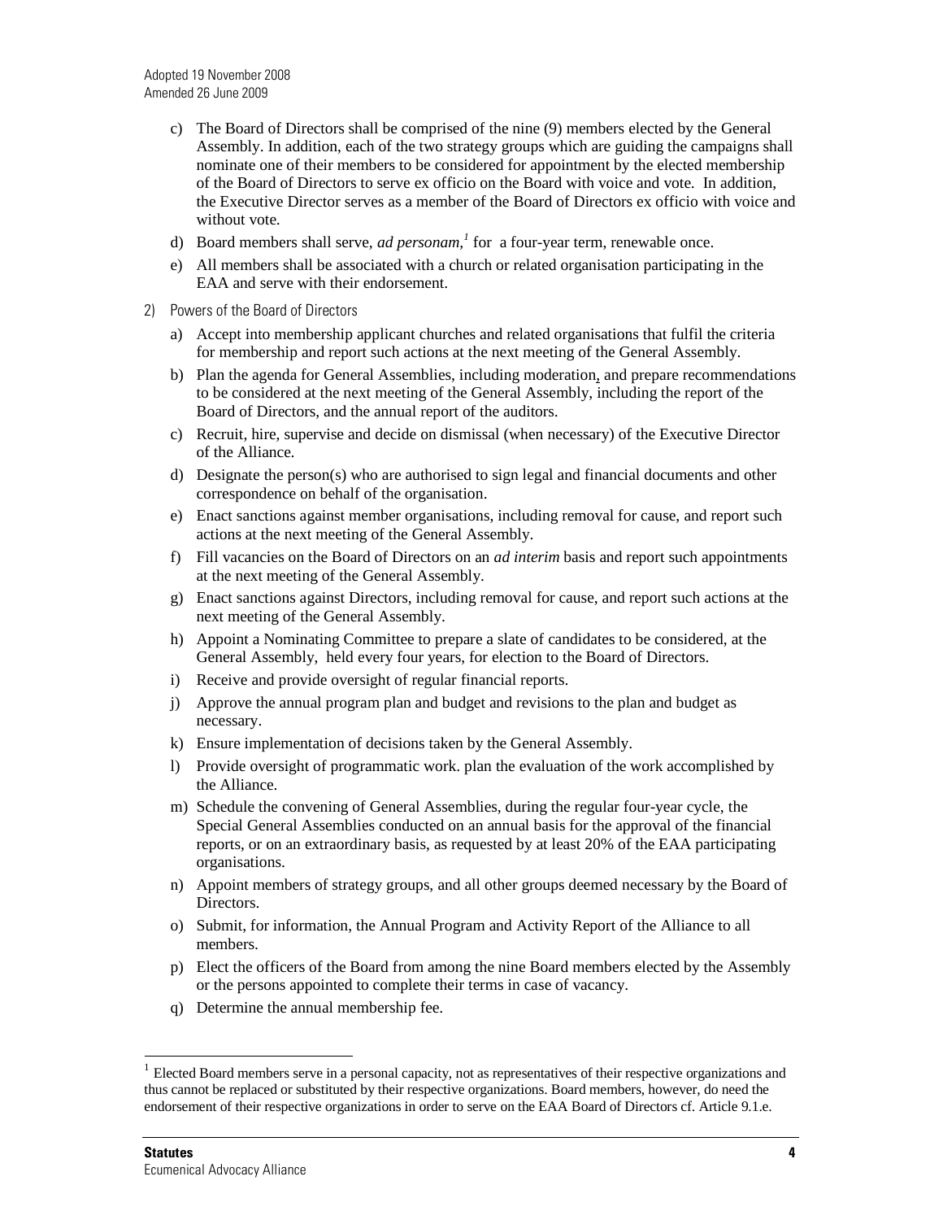c) The Board of Directors shall be comprised of the nine (9) members elected by the General Assembly. In addition, each of the two strategy groups which are guiding the campaigns shall nominate one of their members to be considered for appointment by the elected membership of the Board of Directors to serve ex officio on the Board with voice and vote. In addition, the Executive Director serves as a member of the Board of Directors ex officio with voice and without vote.

d) Board members shall serve, *ad personam,*[1] for a four-year term, renewable once.

e) All members shall be associated with a church or related organisation participating in the EAA and serve with their endorsement.

2) Powers of the Board of Directors

a) Accept into membership applicant churches and related organisations that fulfil the criteria for membership and report such actions at the next meeting of the General Assembly.

b) Plan the agenda for General Assemblies, including moderation, and prepare recommendations to be considered at the next meeting of the General Assembly, including the report of the Board of Directors, and the annual report of the auditors.

c) Recruit, hire, supervise and decide on dismissal (when necessary) of the Executive Director of the Alliance.

d) Designate the person(s) who are authorised to sign legal and financial documents and other correspondence on behalf of the organisation.

e) Enact sanctions against member organisations, including removal for cause, and report such actions at the next meeting of the General Assembly.

f) Fill vacancies on the Board of Directors on an *ad interim* basis and report such appointments at the next meeting of the General Assembly.

g) Enact sanctions against Directors, including removal for cause, and report such actions at the next meeting of the General Assembly.

h) Appoint a Nominating Committee to prepare a slate of candidates to be considered, at the General Assembly, held every four years, for election to the Board of Directors.

i) Receive and provide oversight of regular financial reports.

j) Approve the annual program plan and budget and revisions to the plan and budget as necessary.

k) Ensure implementation of decisions taken by the General Assembly.

l) Provide oversight of programmatic work. plan the evaluation of the work accomplished by the Alliance.

m) Schedule the convening of General Assemblies, during the regular four-year cycle, the Special General Assemblies conducted on an annual basis for the approval of the financial reports, or on an extraordinary basis, as requested by at least 20% of the EAA participating organisations.

n) Appoint members of strategy groups, and all other groups deemed necessary by the Board of Directors.

o) Submit, for information, the Annual Program and Activity Report of the Alliance to all members.

p) Elect the officers of the Board from among the nine Board members elected by the Assembly or the persons appointed to complete their terms in case of vacancy.

q) Determine the annual membership fee.

---

[1] Elected Board members serve in a personal capacity, not as representatives of their respective organizations and thus cannot be replaced or substituted by their respective organizations. Board members, however, do need the endorsement of their respective organizations in order to serve on the EAA Board of Directors cf. Article 9.1.e.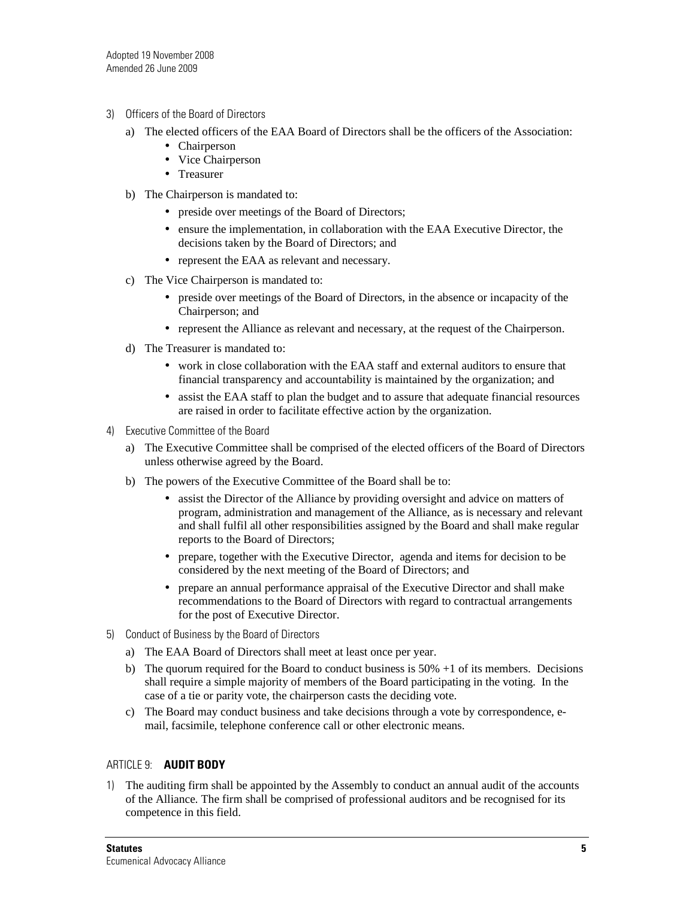Adopted 19 November 2008
Amended 26 June 2009

3) Officers of the Board of Directors

   a) The elected officers of the EAA Board of Directors shall be the officers of the Association:
      - Chairperson
      - Vice Chairperson
      - Treasurer

   b) The Chairperson is mandated to:
      - preside over meetings of the Board of Directors;
      - ensure the implementation, in collaboration with the EAA Executive Director, the decisions taken by the Board of Directors; and
      - represent the EAA as relevant and necessary.

   c) The Vice Chairperson is mandated to:
      - preside over meetings of the Board of Directors, in the absence or incapacity of the Chairperson; and
      - represent the Alliance as relevant and necessary, at the request of the Chairperson.

   d) The Treasurer is mandated to:
      - work in close collaboration with the EAA staff and external auditors to ensure that financial transparency and accountability is maintained by the organization; and
      - assist the EAA staff to plan the budget and to assure that adequate financial resources are raised in order to facilitate effective action by the organization.

4) Executive Committee of the Board

   a) The Executive Committee shall be comprised of the elected officers of the Board of Directors unless otherwise agreed by the Board.

   b) The powers of the Executive Committee of the Board shall be to:
      - assist the Director of the Alliance by providing oversight and advice on matters of program, administration and management of the Alliance, as is necessary and relevant and shall fulfil all other responsibilities assigned by the Board and shall make regular reports to the Board of Directors;
      - prepare, together with the Executive Director, agenda and items for decision to be considered by the next meeting of the Board of Directors; and
      - prepare an annual performance appraisal of the Executive Director and shall make recommendations to the Board of Directors with regard to contractual arrangements for the post of Executive Director.

5) Conduct of Business by the Board of Directors

   a) The EAA Board of Directors shall meet at least once per year.
   b) The quorum required for the Board to conduct business is 50% +1 of its members. Decisions shall require a simple majority of members of the Board participating in the voting. In the case of a tie or parity vote, the chairperson casts the deciding vote.
   c) The Board may conduct business and take decisions through a vote by correspondence, e-mail, facsimile, telephone conference call or other electronic means.

## ARTICLE 9: **AUDIT BODY**

1) The auditing firm shall be appointed by the Assembly to conduct an annual audit of the accounts of the Alliance. The firm shall be comprised of professional auditors and be recognised for its competence in this field.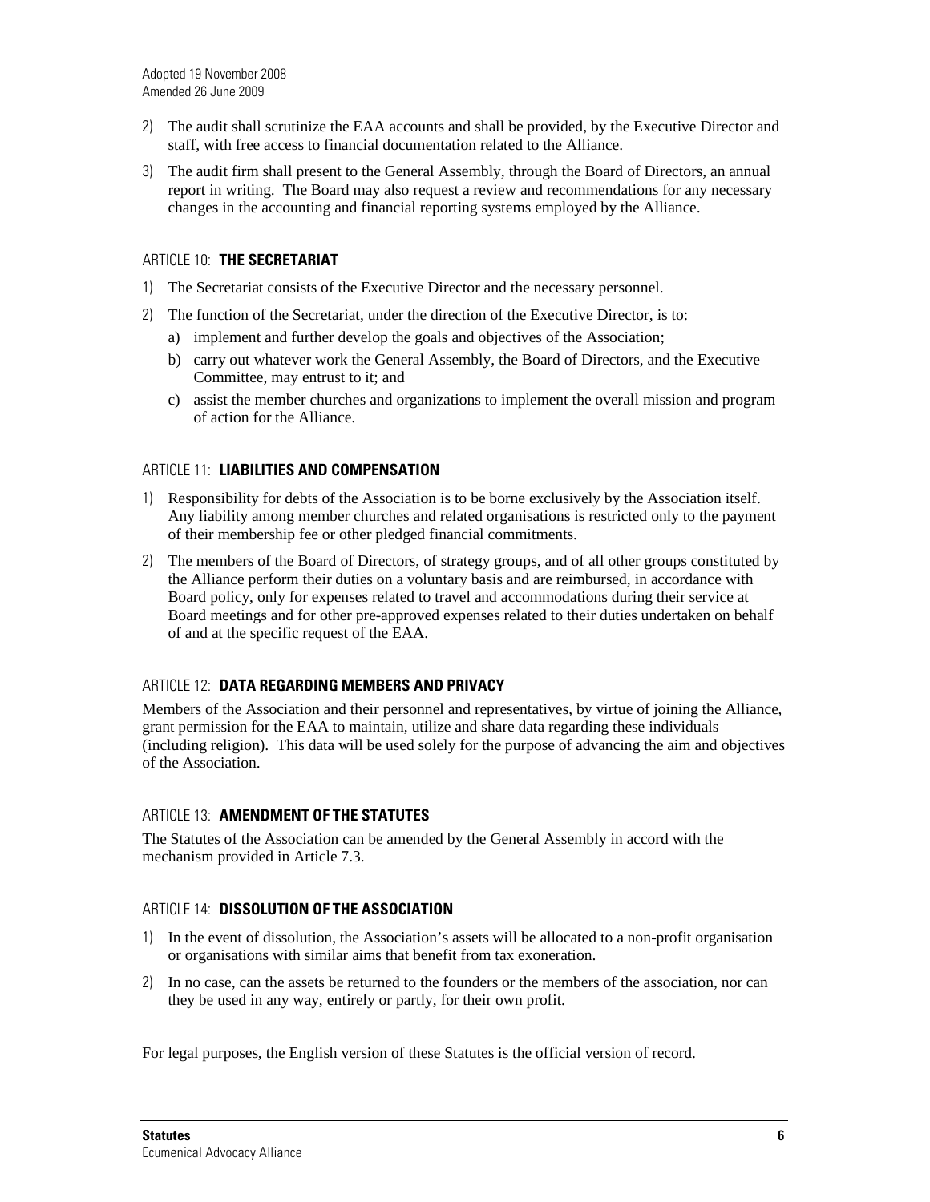2) The audit shall scrutinize the EAA accounts and shall be provided, by the Executive Director and staff, with free access to financial documentation related to the Alliance.

3) The audit firm shall present to the General Assembly, through the Board of Directors, an annual report in writing. The Board may also request a review and recommendations for any necessary changes in the accounting and financial reporting systems employed by the Alliance.

## ARTICLE 10: **THE SECRETARIAT**

1) The Secretariat consists of the Executive Director and the necessary personnel.

2) The function of the Secretariat, under the direction of the Executive Director, is to:
   a) implement and further develop the goals and objectives of the Association;
   b) carry out whatever work the General Assembly, the Board of Directors, and the Executive Committee, may entrust to it; and
   c) assist the member churches and organizations to implement the overall mission and program of action for the Alliance.

## ARTICLE 11: **LIABILITIES AND COMPENSATION**

1) Responsibility for debts of the Association is to be borne exclusively by the Association itself. Any liability among member churches and related organisations is restricted only to the payment of their membership fee or other pledged financial commitments.

2) The members of the Board of Directors, of strategy groups, and of all other groups constituted by the Alliance perform their duties on a voluntary basis and are reimbursed, in accordance with Board policy, only for expenses related to travel and accommodations during their service at Board meetings and for other pre-approved expenses related to their duties undertaken on behalf of and at the specific request of the EAA.

## ARTICLE 12: **DATA REGARDING MEMBERS AND PRIVACY**

Members of the Association and their personnel and representatives, by virtue of joining the Alliance, grant permission for the EAA to maintain, utilize and share data regarding these individuals (including religion). This data will be used solely for the purpose of advancing the aim and objectives of the Association.

## ARTICLE 13: **AMENDMENT OF THE STATUTES**

The Statutes of the Association can be amended by the General Assembly in accord with the mechanism provided in Article 7.3.

## ARTICLE 14: **DISSOLUTION OF THE ASSOCIATION**

1) In the event of dissolution, the Association's assets will be allocated to a non-profit organisation or organisations with similar aims that benefit from tax exoneration.

2) In no case, can the assets be returned to the founders or the members of the association, nor can they be used in any way, entirely or partly, for their own profit.

For legal purposes, the English version of these Statutes is the official version of record.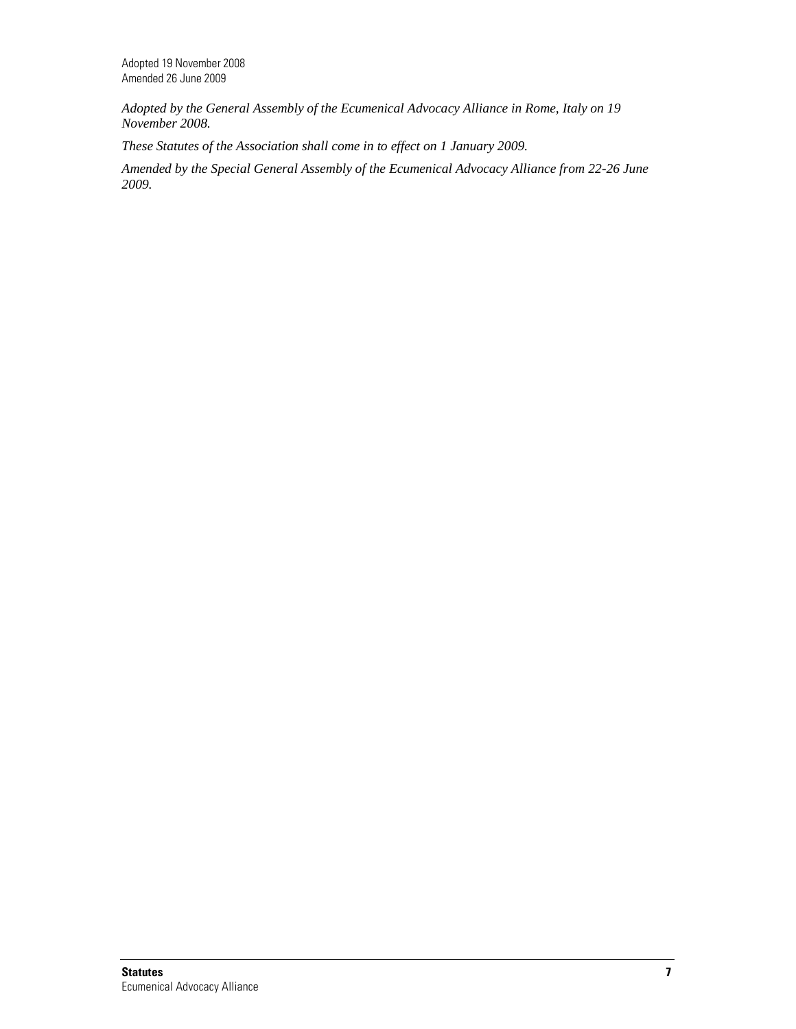Adopted 19 November 2008
Amended 26 June 2009

*Adopted by the General Assembly of the Ecumenical Advocacy Alliance in Rome, Italy on 19 November 2008.*

*These Statutes of the Association shall come in to effect on 1 January 2009.*

*Amended by the Special General Assembly of the Ecumenical Advocacy Alliance from 22-26 June 2009.*